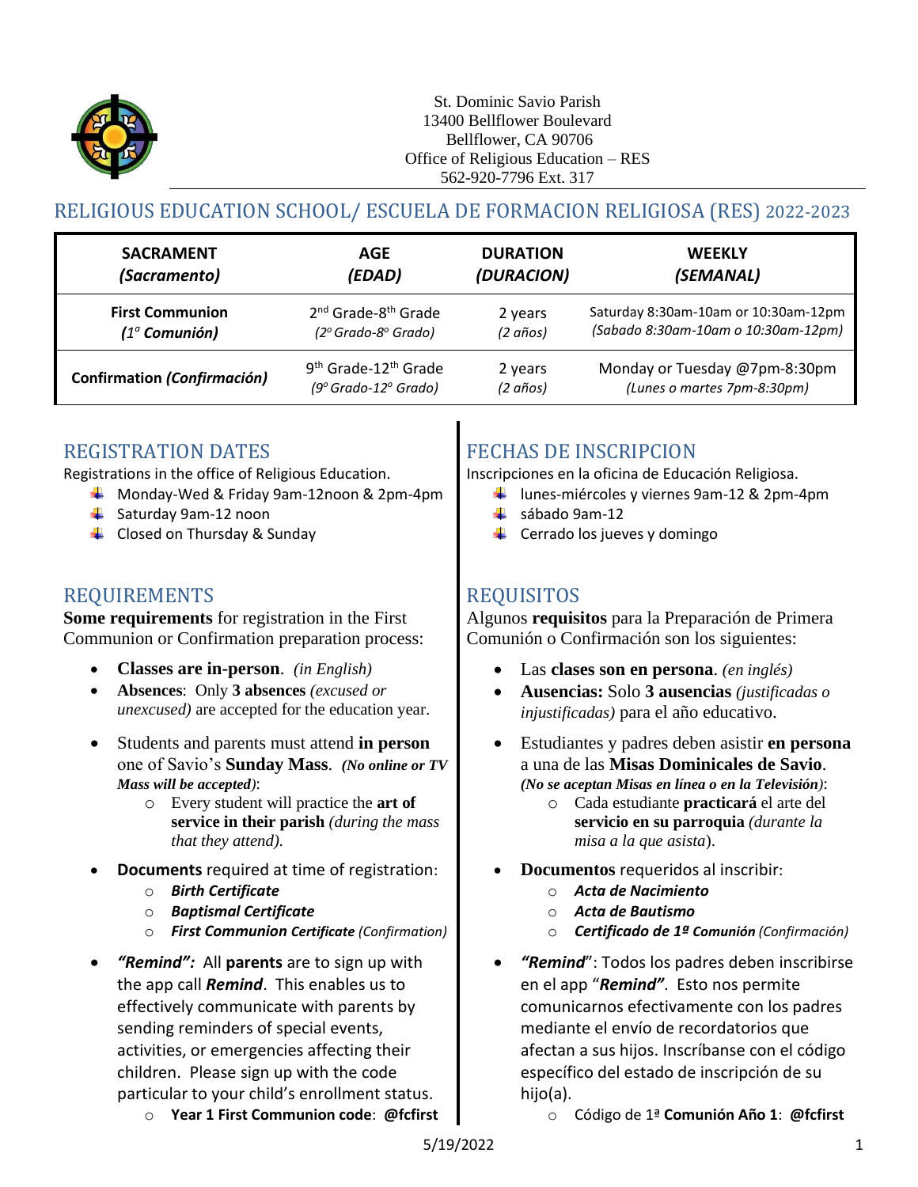St. Dominic Savio Parish
13400 Bellflower Boulevard
Bellflower, CA 90706
Office of Religious Education – RES
562-920-7796 Ext. 317

## RELIGIOUS EDUCATION SCHOOL/ ESCUELA DE FORMACION RELIGIOSA (RES) 2022-2023

| **SACRAMENT** *(Sacramento)* | **AGE** *(EDAD)* | **DURATION** *(DURACION)* | **WEEKLY** *(SEMANAL)* |
|---|---|---|---|
| **First Communion** *(1ª Comunión)* | 2nd Grade-8th Grade *(2º Grado-8º Grado)* | 2 years *(2 años)* | Saturday 8:30am-10am or 10:30am-12pm *(Sabado 8:30am-10am o 10:30am-12pm)* |
| **Confirmation** *(Confirmación)* | 9th Grade-12th Grade *(9º Grado-12º Grado)* | 2 years *(2 años)* | Monday or Tuesday @7pm-8:30pm *(Lunes o martes 7pm-8:30pm)* |

## REGISTRATION DATES

Registrations in the office of Religious Education.

- Monday-Wed & Friday 9am-12noon & 2pm-4pm
- Saturday 9am-12 noon
- Closed on Thursday & Sunday

## REQUIREMENTS

**Some requirements** for registration in the First Communion or Confirmation preparation process:

- **Classes are in-person**. *(in English)*
- **Absences**: Only **3 absences** *(excused or unexcused)* are accepted for the education year.
- Students and parents must attend **in person** one of Savio's **Sunday Mass**. ***(No online or TV Mass will be accepted)***:
  - Every student will practice the **art of service in their parish** *(during the mass that they attend).*
- **Documents** required at time of registration:
  - ***Birth Certificate***
  - ***Baptismal Certificate***
  - ***First Communion Certificate*** *(Confirmation)*
- ***"Remind":*** All **parents** are to sign up with the app call ***Remind***. This enables us to effectively communicate with parents by sending reminders of special events, activities, or emergencies affecting their children. Please sign up with the code particular to your child's enrollment status.
  - **Year 1 First Communion code**: **@fcfirst**

## FECHAS DE INSCRIPCION

Inscripciones en la oficina de Educación Religiosa.

- lunes-miércoles y viernes 9am-12 & 2pm-4pm
- sábado 9am-12
- Cerrado los jueves y domingo

## REQUISITOS

Algunos **requisitos** para la Preparación de Primera Comunión o Confirmación son los siguientes:

- Las **clases son en persona**. *(en inglés)*
- **Ausencias:** Solo **3 ausencias** *(justificadas o injustificadas)* para el año educativo.
- Estudiantes y padres deben asistir **en persona** a una de las **Misas Dominicales de Savio**. ***(No se aceptan Misas en línea o en la Televisión)***:
  - Cada estudiante **practicará** el arte del **servicio en su parroquia** *(durante la misa a la que asista).*
- **Documentos** requeridos al inscribir:
  - ***Acta de Nacimiento***
  - ***Acta de Bautismo***
  - ***Certificado de 1ª Comunión*** *(Confirmación)*
- ***"Remind"***: Todos los padres deben inscribirse en el app "***Remind"***. Esto nos permite comunicarnos efectivamente con los padres mediante el envío de recordatorios que afectan a sus hijos. Inscríbanse con el código específico del estado de inscripción de su hijo(a).
  - Código de 1ª **Comunión Año 1**: **@fcfirst**

5/19/2022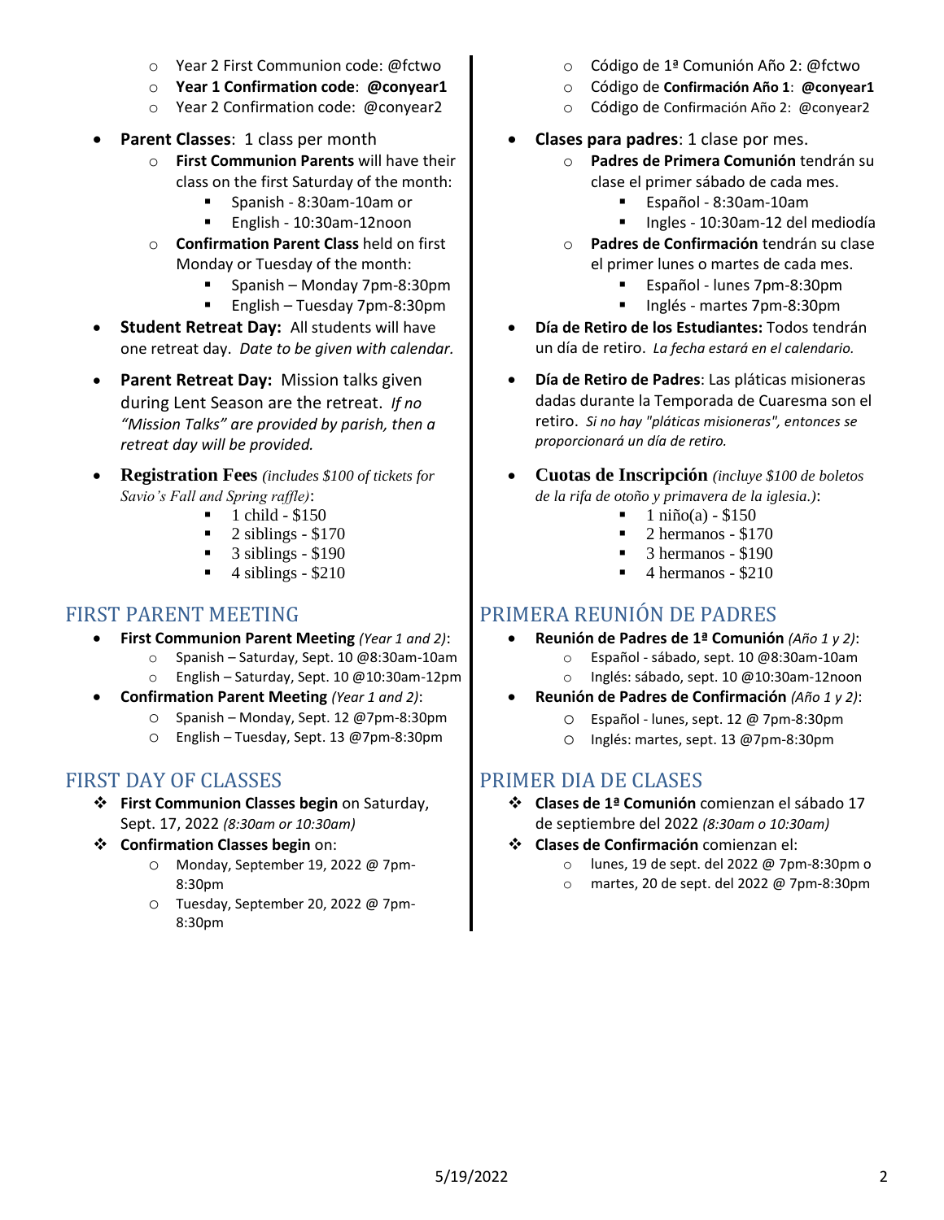- Year 2 First Communion code: @fctwo
- **Year 1 Confirmation code**: **@conyear1**
- Year 2 Confirmation code: @conyear2

- **Parent Classes**: 1 class per month
  - **First Communion Parents** will have their class on the first Saturday of the month:
    - Spanish - 8:30am-10am or
    - English - 10:30am-12noon
  - **Confirmation Parent Class** held on first Monday or Tuesday of the month:
    - Spanish – Monday 7pm-8:30pm
    - English – Tuesday 7pm-8:30pm
- **Student Retreat Day:** All students will have one retreat day. *Date to be given with calendar.*
- **Parent Retreat Day:** Mission talks given during Lent Season are the retreat. *If no "Mission Talks" are provided by parish, then a retreat day will be provided.*
- **Registration Fees** *(includes $100 of tickets for Savio's Fall and Spring raffle)*:
  - 1 child - $150
  - 2 siblings - $170
  - 3 siblings - $190
  - 4 siblings - $210

## FIRST PARENT MEETING

- **First Communion Parent Meeting** *(Year 1 and 2)*:
  - Spanish – Saturday, Sept. 10 @8:30am-10am
  - English – Saturday, Sept. 10 @10:30am-12pm
- **Confirmation Parent Meeting** *(Year 1 and 2)*:
  - Spanish – Monday, Sept. 12 @7pm-8:30pm
  - English – Tuesday, Sept. 13 @7pm-8:30pm

## FIRST DAY OF CLASSES

- **First Communion Classes begin** on Saturday, Sept. 17, 2022 *(8:30am or 10:30am)*
- **Confirmation Classes begin** on:
  - Monday, September 19, 2022 @ 7pm-8:30pm
  - Tuesday, September 20, 2022 @ 7pm-8:30pm

---

- Código de 1ª Comunión Año 2: @fctwo
- Código de **Confirmación Año 1**: **@conyear1**
- Código de Confirmación Año 2: @conyear2

- **Clases para padres**: 1 clase por mes.
  - **Padres de Primera Comunión** tendrán su clase el primer sábado de cada mes.
    - Español - 8:30am-10am
    - Ingles - 10:30am-12 del mediodía
  - **Padres de Confirmación** tendrán su clase el primer lunes o martes de cada mes.
    - Español - lunes 7pm-8:30pm
    - Inglés - martes 7pm-8:30pm
- **Día de Retiro de los Estudiantes:** Todos tendrán un día de retiro. *La fecha estará en el calendario.*
- **Día de Retiro de Padres**: Las pláticas misioneras dadas durante la Temporada de Cuaresma son el retiro. *Si no hay "pláticas misioneras", entonces se proporcionará un día de retiro.*
- **Cuotas de Inscripción** *(incluye $100 de boletos de la rifa de otoño y primavera de la iglesia.)*:
  - 1 niño(a) - $150
  - 2 hermanos - $170
  - 3 hermanos - $190
  - 4 hermanos - $210

## PRIMERA REUNIÓN DE PADRES

- **Reunión de Padres de 1ª Comunión** *(Año 1 y 2)*:
  - Español - sábado, sept. 10 @8:30am-10am
  - Inglés: sábado, sept. 10 @10:30am-12noon
- **Reunión de Padres de Confirmación** *(Año 1 y 2)*:
  - Español - lunes, sept. 12 @ 7pm-8:30pm
  - Inglés: martes, sept. 13 @7pm-8:30pm

## PRIMER DIA DE CLASES

- **Clases de 1ª Comunión** comienzan el sábado 17 de septiembre del 2022 *(8:30am o 10:30am)*
- **Clases de Confirmación** comienzan el:
  - lunes, 19 de sept. del 2022 @ 7pm-8:30pm o
  - martes, 20 de sept. del 2022 @ 7pm-8:30pm

5/19/2022